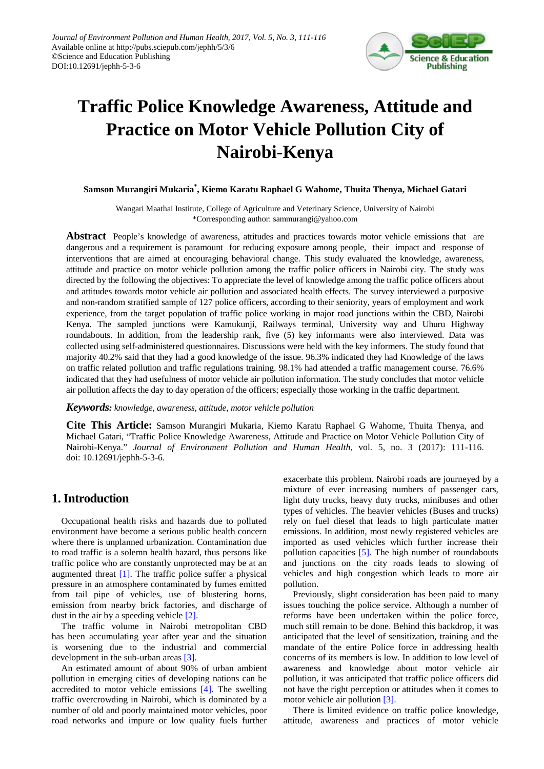# Traffic Police Knowledge Awareness, Attitude and Practice on Motor Vehicle Pollution City of Nairobi-Kenya

**Samson Murangiri Mukaria*, Kiemo Karatu Raphael G Wahome, Thuita Thenya, Michael Gatari**

Wangari Maathai Institute, College of Agriculture and Veterinary Science, University of Nairobi
*Corresponding author: sammurangi@yahoo.com

**Abstract** People's knowledge of awareness, attitudes and practices towards motor vehicle emissions that are dangerous and a requirement is paramount for reducing exposure among people, their impact and response of interventions that are aimed at encouraging behavioral change. This study evaluated the knowledge, awareness, attitude and practice on motor vehicle pollution among the traffic police officers in Nairobi city. The study was directed by the following the objectives: To appreciate the level of knowledge among the traffic police officers about and attitudes towards motor vehicle air pollution and associated health effects. The survey interviewed a purposive and non-random stratified sample of 127 police officers, according to their seniority, years of employment and work experience, from the target population of traffic police working in major road junctions within the CBD, Nairobi Kenya. The sampled junctions were Kamukunji, Railways terminal, University way and Uhuru Highway roundabouts. In addition, from the leadership rank, five (5) key informants were also interviewed. Data was collected using self-administered questionnaires. Discussions were held with the key informers. The study found that majority 40.2% said that they had a good knowledge of the issue. 96.3% indicated they had Knowledge of the laws on traffic related pollution and traffic regulations training. 98.1% had attended a traffic management course. 76.6% indicated that they had usefulness of motor vehicle air pollution information. The study concludes that motor vehicle air pollution affects the day to day operation of the officers; especially those working in the traffic department.

***Keywords:*** *knowledge, awareness, attitude, motor vehicle pollution*

**Cite This Article:** Samson Murangiri Mukaria, Kiemo Karatu Raphael G Wahome, Thuita Thenya, and Michael Gatari, "Traffic Police Knowledge Awareness, Attitude and Practice on Motor Vehicle Pollution City of Nairobi-Kenya." *Journal of Environment Pollution and Human Health*, vol. 5, no. 3 (2017): 111-116. doi: 10.12691/jephh-5-3-6.

## 1. Introduction

Occupational health risks and hazards due to polluted environment have become a serious public health concern where there is unplanned urbanization. Contamination due to road traffic is a solemn health hazard, thus persons like traffic police who are constantly unprotected may be at an augmented threat [1]. The traffic police suffer a physical pressure in an atmosphere contaminated by fumes emitted from tail pipe of vehicles, use of blustering horns, emission from nearby brick factories, and discharge of dust in the air by a speeding vehicle [2].

The traffic volume in Nairobi metropolitan CBD has been accumulating year after year and the situation is worsening due to the industrial and commercial development in the sub-urban areas [3].

An estimated amount of about 90% of urban ambient pollution in emerging cities of developing nations can be accredited to motor vehicle emissions [4]. The swelling traffic overcrowding in Nairobi, which is dominated by a number of old and poorly maintained motor vehicles, poor road networks and impure or low quality fuels further exacerbate this problem. Nairobi roads are journeyed by a mixture of ever increasing numbers of passenger cars, light duty trucks, heavy duty trucks, minibuses and other types of vehicles. The heavier vehicles (Buses and trucks) rely on fuel diesel that leads to high particulate matter emissions. In addition, most newly registered vehicles are imported as used vehicles which further increase their pollution capacities [5]. The high number of roundabouts and junctions on the city roads leads to slowing of vehicles and high congestion which leads to more air pollution.

Previously, slight consideration has been paid to many issues touching the police service. Although a number of reforms have been undertaken within the police force, much still remain to be done. Behind this backdrop, it was anticipated that the level of sensitization, training and the mandate of the entire Police force in addressing health concerns of its members is low. In addition to low level of awareness and knowledge about motor vehicle air pollution, it was anticipated that traffic police officers did not have the right perception or attitudes when it comes to motor vehicle air pollution [3].

There is limited evidence on traffic police knowledge, attitude, awareness and practices of motor vehicle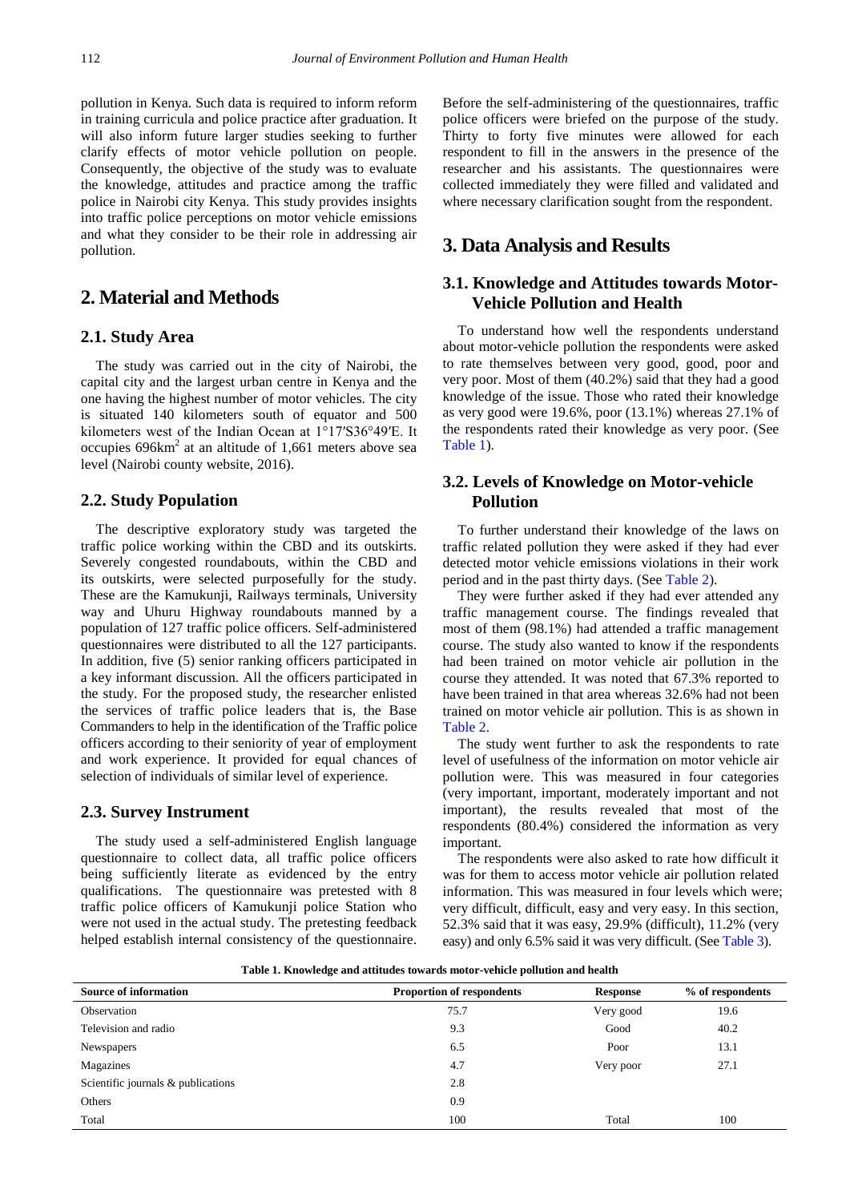pollution in Kenya. Such data is required to inform reform in training curricula and police practice after graduation. It will also inform future larger studies seeking to further clarify effects of motor vehicle pollution on people. Consequently, the objective of the study was to evaluate the knowledge, attitudes and practice among the traffic police in Nairobi city Kenya. This study provides insights into traffic police perceptions on motor vehicle emissions and what they consider to be their role in addressing air pollution.

## 2. Material and Methods

### 2.1. Study Area

The study was carried out in the city of Nairobi, the capital city and the largest urban centre in Kenya and the one having the highest number of motor vehicles. The city is situated 140 kilometers south of equator and 500 kilometers west of the Indian Ocean at 1°17′S36°49′E. It occupies 696km$^2$ at an altitude of 1,661 meters above sea level (Nairobi county website, 2016).

### 2.2. Study Population

The descriptive exploratory study was targeted the traffic police working within the CBD and its outskirts. Severely congested roundabouts, within the CBD and its outskirts, were selected purposefully for the study. These are the Kamukunji, Railways terminals, University way and Uhuru Highway roundabouts manned by a population of 127 traffic police officers. Self-administered questionnaires were distributed to all the 127 participants. In addition, five (5) senior ranking officers participated in a key informant discussion. All the officers participated in the study. For the proposed study, the researcher enlisted the services of traffic police leaders that is, the Base Commanders to help in the identification of the Traffic police officers according to their seniority of year of employment and work experience. It provided for equal chances of selection of individuals of similar level of experience.

### 2.3. Survey Instrument

The study used a self-administered English language questionnaire to collect data, all traffic police officers being sufficiently literate as evidenced by the entry qualifications. The questionnaire was pretested with 8 traffic police officers of Kamukunji police Station who were not used in the actual study. The pretesting feedback helped establish internal consistency of the questionnaire. Before the self-administering of the questionnaires, traffic police officers were briefed on the purpose of the study. Thirty to forty five minutes were allowed for each respondent to fill in the answers in the presence of the researcher and his assistants. The questionnaires were collected immediately they were filled and validated and where necessary clarification sought from the respondent.

## 3. Data Analysis and Results

### 3.1. Knowledge and Attitudes towards Motor-Vehicle Pollution and Health

To understand how well the respondents understand about motor-vehicle pollution the respondents were asked to rate themselves between very good, good, poor and very poor. Most of them (40.2%) said that they had a good knowledge of the issue. Those who rated their knowledge as very good were 19.6%, poor (13.1%) whereas 27.1% of the respondents rated their knowledge as very poor. (See Table 1).

### 3.2. Levels of Knowledge on Motor-vehicle Pollution

To further understand their knowledge of the laws on traffic related pollution they were asked if they had ever detected motor vehicle emissions violations in their work period and in the past thirty days. (See Table 2).

They were further asked if they had ever attended any traffic management course. The findings revealed that most of them (98.1%) had attended a traffic management course. The study also wanted to know if the respondents had been trained on motor vehicle air pollution in the course they attended. It was noted that 67.3% reported to have been trained in that area whereas 32.6% had not been trained on motor vehicle air pollution. This is as shown in Table 2.

The study went further to ask the respondents to rate level of usefulness of the information on motor vehicle air pollution were. This was measured in four categories (very important, important, moderately important and not important), the results revealed that most of the respondents (80.4%) considered the information as very important.

The respondents were also asked to rate how difficult it was for them to access motor vehicle air pollution related information. This was measured in four levels which were; very difficult, difficult, easy and very easy. In this section, 52.3% said that it was easy, 29.9% (difficult), 11.2% (very easy) and only 6.5% said it was very difficult. (See Table 3).

**Table 1. Knowledge and attitudes towards motor-vehicle pollution and health**

| Source of information | Proportion of respondents | Response | % of respondents |
|---|---|---|---|
| Observation | 75.7 | Very good | 19.6 |
| Television and radio | 9.3 | Good | 40.2 |
| Newspapers | 6.5 | Poor | 13.1 |
| Magazines | 4.7 | Very poor | 27.1 |
| Scientific journals & publications | 2.8 | | |
| Others | 0.9 | | |
| Total | 100 | Total | 100 |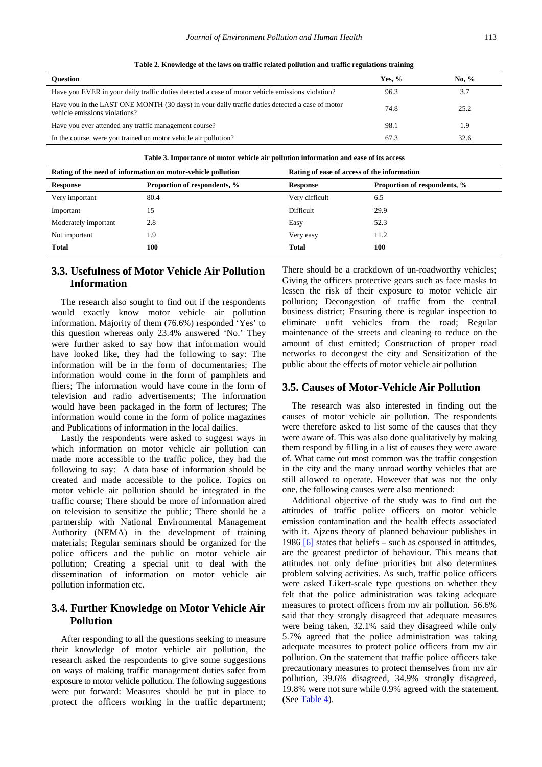**Table 2. Knowledge of the laws on traffic related pollution and traffic regulations training**

| Question | Yes, % | No, % |
|---|---|---|
| Have you EVER in your daily traffic duties detected a case of motor vehicle emissions violation? | 96.3 | 3.7 |
| Have you in the LAST ONE MONTH (30 days) in your daily traffic duties detected a case of motor vehicle emissions violations? | 74.8 | 25.2 |
| Have you ever attended any traffic management course? | 98.1 | 1.9 |
| In the course, were you trained on motor vehicle air pollution? | 67.3 | 32.6 |

**Table 3. Importance of motor vehicle air pollution information and ease of its access**

| Rating of the need of information on motor-vehicle pollution | | Rating of ease of access of the information | |
|---|---|---|---|
| **Response** | **Proportion of respondents, %** | **Response** | **Proportion of respondents, %** |
| Very important | 80.4 | Very difficult | 6.5 |
| Important | 15 | Difficult | 29.9 |
| Moderately important | 2.8 | Easy | 52.3 |
| Not important | 1.9 | Very easy | 11.2 |
| **Total** | **100** | **Total** | **100** |

## 3.3. Usefulness of Motor Vehicle Air Pollution Information

The research also sought to find out if the respondents would exactly know motor vehicle air pollution information. Majority of them (76.6%) responded 'Yes' to this question whereas only 23.4% answered 'No.' They were further asked to say how that information would have looked like, they had the following to say: The information will be in the form of documentaries; The information would come in the form of pamphlets and fliers; The information would have come in the form of television and radio advertisements; The information would have been packaged in the form of lectures; The information would come in the form of police magazines and Publications of information in the local dailies.

Lastly the respondents were asked to suggest ways in which information on motor vehicle air pollution can made more accessible to the traffic police, they had the following to say: A data base of information should be created and made accessible to the police. Topics on motor vehicle air pollution should be integrated in the traffic course; There should be more of information aired on television to sensitize the public; There should be a partnership with National Environmental Management Authority (NEMA) in the development of training materials; Regular seminars should be organized for the police officers and the public on motor vehicle air pollution; Creating a special unit to deal with the dissemination of information on motor vehicle air pollution information etc.

## 3.4. Further Knowledge on Motor Vehicle Air Pollution

After responding to all the questions seeking to measure their knowledge of motor vehicle air pollution, the research asked the respondents to give some suggestions on ways of making traffic management duties safer from exposure to motor vehicle pollution. The following suggestions were put forward: Measures should be put in place to protect the officers working in the traffic department; There should be a crackdown of un-roadworthy vehicles; Giving the officers protective gears such as face masks to lessen the risk of their exposure to motor vehicle air pollution; Decongestion of traffic from the central business district; Ensuring there is regular inspection to eliminate unfit vehicles from the road; Regular maintenance of the streets and cleaning to reduce on the amount of dust emitted; Construction of proper road networks to decongest the city and Sensitization of the public about the effects of motor vehicle air pollution

## 3.5. Causes of Motor-Vehicle Air Pollution

The research was also interested in finding out the causes of motor vehicle air pollution. The respondents were therefore asked to list some of the causes that they were aware of. This was also done qualitatively by making them respond by filling in a list of causes they were aware of. What came out most common was the traffic congestion in the city and the many unroad worthy vehicles that are still allowed to operate. However that was not the only one, the following causes were also mentioned:

Additional objective of the study was to find out the attitudes of traffic police officers on motor vehicle emission contamination and the health effects associated with it. Ajzens theory of planned behaviour publishes in 1986 [6] states that beliefs – such as espoused in attitudes, are the greatest predictor of behaviour. This means that attitudes not only define priorities but also determines problem solving activities. As such, traffic police officers were asked Likert-scale type questions on whether they felt that the police administration was taking adequate measures to protect officers from mv air pollution. 56.6% said that they strongly disagreed that adequate measures were being taken, 32.1% said they disagreed while only 5.7% agreed that the police administration was taking adequate measures to protect police officers from mv air pollution. On the statement that traffic police officers take precautionary measures to protect themselves from mv air pollution, 39.6% disagreed, 34.9% strongly disagreed, 19.8% were not sure while 0.9% agreed with the statement. (See Table 4).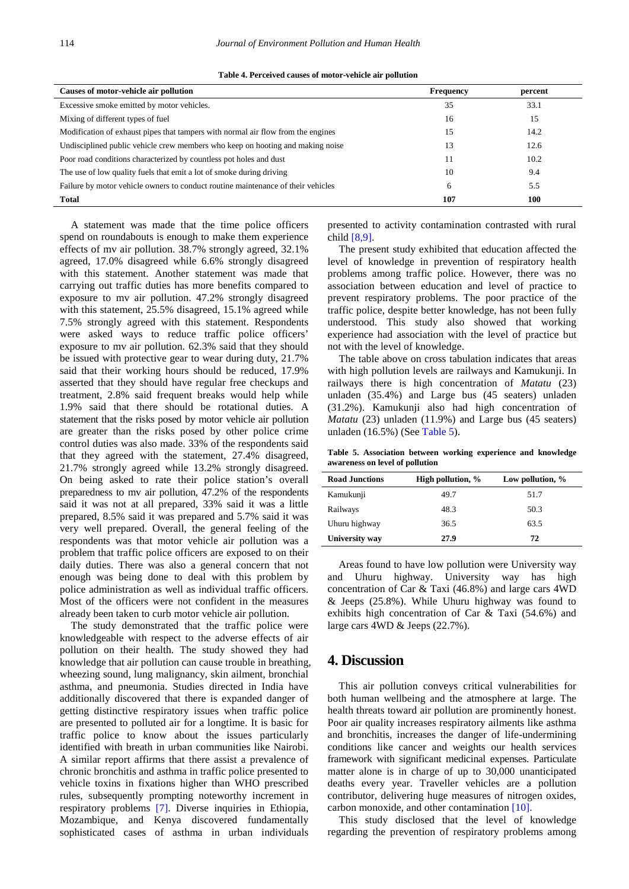**Table 4. Perceived causes of motor-vehicle air pollution**

| Causes of motor-vehicle air pollution | Frequency | percent |
|---|---|---|
| Excessive smoke emitted by motor vehicles. | 35 | 33.1 |
| Mixing of different types of fuel | 16 | 15 |
| Modification of exhaust pipes that tampers with normal air flow from the engines | 15 | 14.2 |
| Undisciplined public vehicle crew members who keep on hooting and making noise | 13 | 12.6 |
| Poor road conditions characterized by countless pot holes and dust | 11 | 10.2 |
| The use of low quality fuels that emit a lot of smoke during driving | 10 | 9.4 |
| Failure by motor vehicle owners to conduct routine maintenance of their vehicles | 6 | 5.5 |
| **Total** | **107** | **100** |

A statement was made that the time police officers spend on roundabouts is enough to make them experience effects of mv air pollution. 38.7% strongly agreed, 32.1% agreed, 17.0% disagreed while 6.6% strongly disagreed with this statement. Another statement was made that carrying out traffic duties has more benefits compared to exposure to mv air pollution. 47.2% strongly disagreed with this statement, 25.5% disagreed, 15.1% agreed while 7.5% strongly agreed with this statement. Respondents were asked ways to reduce traffic police officers' exposure to mv air pollution. 62.3% said that they should be issued with protective gear to wear during duty, 21.7% said that their working hours should be reduced, 17.9% asserted that they should have regular free checkups and treatment, 2.8% said frequent breaks would help while 1.9% said that there should be rotational duties. A statement that the risks posed by motor vehicle air pollution are greater than the risks posed by other police crime control duties was also made. 33% of the respondents said that they agreed with the statement, 27.4% disagreed, 21.7% strongly agreed while 13.2% strongly disagreed. On being asked to rate their police station's overall preparedness to mv air pollution, 47.2% of the respondents said it was not at all prepared, 33% said it was a little prepared, 8.5% said it was prepared and 5.7% said it was very well prepared. Overall, the general feeling of the respondents was that motor vehicle air pollution was a problem that traffic police officers are exposed to on their daily duties. There was also a general concern that not enough was being done to deal with this problem by police administration as well as individual traffic officers. Most of the officers were not confident in the measures already been taken to curb motor vehicle air pollution.

The study demonstrated that the traffic police were knowledgeable with respect to the adverse effects of air pollution on their health. The study showed they had knowledge that air pollution can cause trouble in breathing, wheezing sound, lung malignancy, skin ailment, bronchial asthma, and pneumonia. Studies directed in India have additionally discovered that there is expanded danger of getting distinctive respiratory issues when traffic police are presented to polluted air for a longtime. It is basic for traffic police to know about the issues particularly identified with breath in urban communities like Nairobi. A similar report affirms that there assist a prevalence of chronic bronchitis and asthma in traffic police presented to vehicle toxins in fixations higher than WHO prescribed rules, subsequently prompting noteworthy increment in respiratory problems [7]. Diverse inquiries in Ethiopia, Mozambique, and Kenya discovered fundamentally sophisticated cases of asthma in urban individuals presented to activity contamination contrasted with rural child [8,9].

The present study exhibited that education affected the level of knowledge in prevention of respiratory health problems among traffic police. However, there was no association between education and level of practice to prevent respiratory problems. The poor practice of the traffic police, despite better knowledge, has not been fully understood. This study also showed that working experience had association with the level of practice but not with the level of knowledge.

The table above on cross tabulation indicates that areas with high pollution levels are railways and Kamukunji. In railways there is high concentration of *Matatu* (23) unladen (35.4%) and Large bus (45 seaters) unladen (31.2%). Kamukunji also had high concentration of *Matatu* (23) unladen (11.9%) and Large bus (45 seaters) unladen (16.5%) (See Table 5).

**Table 5. Association between working experience and knowledge awareness on level of pollution**

| Road Junctions | High pollution, % | Low pollution, % |
|---|---|---|
| Kamukunji | 49.7 | 51.7 |
| Railways | 48.3 | 50.3 |
| Uhuru highway | 36.5 | 63.5 |
| **University way** | **27.9** | **72** |

Areas found to have low pollution were University way and Uhuru highway. University way has high concentration of Car & Taxi (46.8%) and large cars 4WD & Jeeps (25.8%). While Uhuru highway was found to exhibits high concentration of Car & Taxi (54.6%) and large cars 4WD & Jeeps (22.7%).

## 4. Discussion

This air pollution conveys critical vulnerabilities for both human wellbeing and the atmosphere at large. The health threats toward air pollution are prominently honest. Poor air quality increases respiratory ailments like asthma and bronchitis, increases the danger of life-undermining conditions like cancer and weights our health services framework with significant medicinal expenses. Particulate matter alone is in charge of up to 30,000 unanticipated deaths every year. Traveller vehicles are a pollution contributor, delivering huge measures of nitrogen oxides, carbon monoxide, and other contamination [10].

This study disclosed that the level of knowledge regarding the prevention of respiratory problems among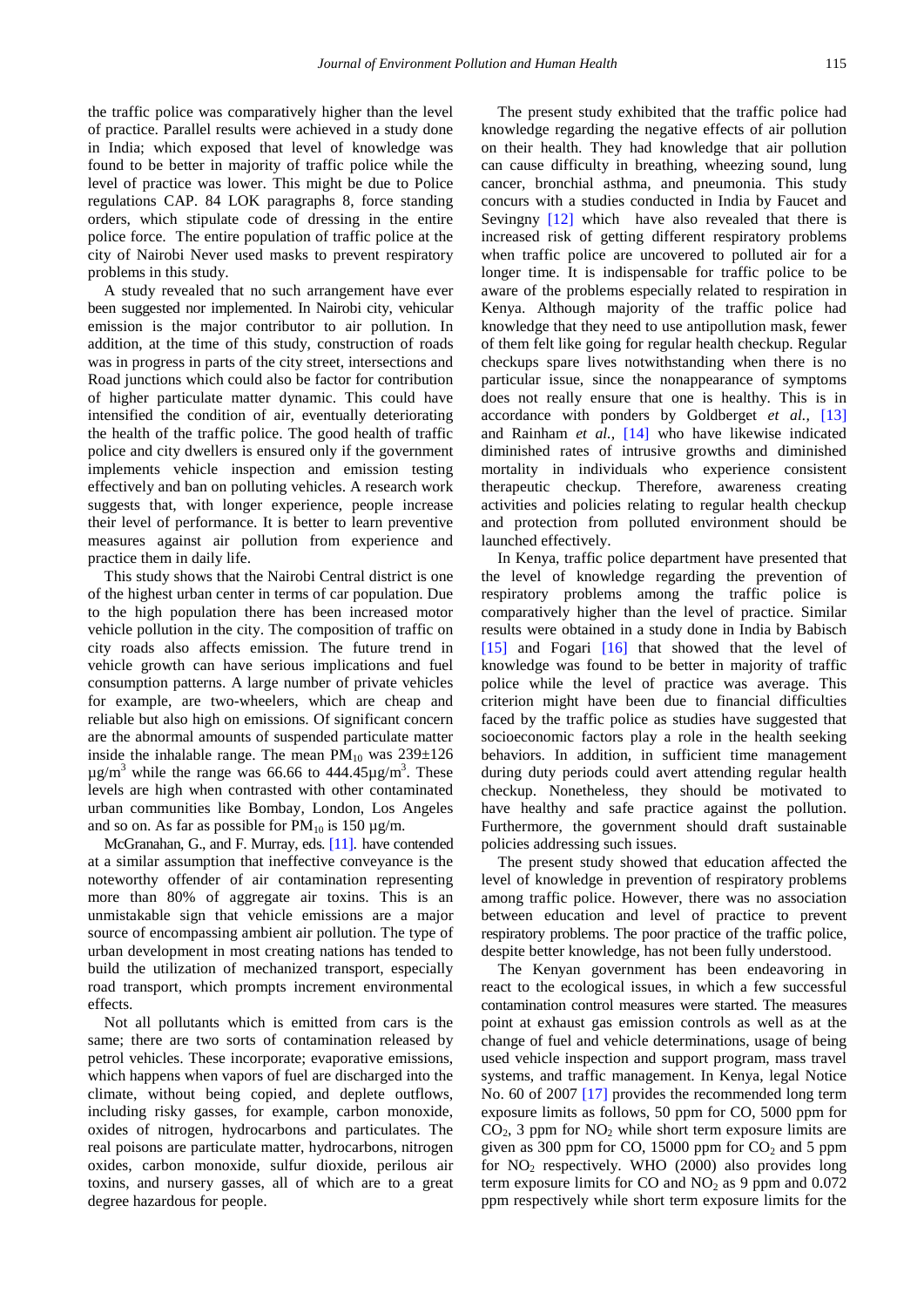the traffic police was comparatively higher than the level of practice. Parallel results were achieved in a study done in India; which exposed that level of knowledge was found to be better in majority of traffic police while the level of practice was lower. This might be due to Police regulations CAP. 84 LOK paragraphs 8, force standing orders, which stipulate code of dressing in the entire police force. The entire population of traffic police at the city of Nairobi Never used masks to prevent respiratory problems in this study.

A study revealed that no such arrangement have ever been suggested nor implemented. In Nairobi city, vehicular emission is the major contributor to air pollution. In addition, at the time of this study, construction of roads was in progress in parts of the city street, intersections and Road junctions which could also be factor for contribution of higher particulate matter dynamic. This could have intensified the condition of air, eventually deteriorating the health of the traffic police. The good health of traffic police and city dwellers is ensured only if the government implements vehicle inspection and emission testing effectively and ban on polluting vehicles. A research work suggests that, with longer experience, people increase their level of performance. It is better to learn preventive measures against air pollution from experience and practice them in daily life.

This study shows that the Nairobi Central district is one of the highest urban center in terms of car population. Due to the high population there has been increased motor vehicle pollution in the city. The composition of traffic on city roads also affects emission. The future trend in vehicle growth can have serious implications and fuel consumption patterns. A large number of private vehicles for example, are two-wheelers, which are cheap and reliable but also high on emissions. Of significant concern are the abnormal amounts of suspended particulate matter inside the inhalable range. The mean $PM_{10}$ was 239±126 $\mu g/m^3$ while the range was 66.66 to 444.45$\mu g/m^3$. These levels are high when contrasted with other contaminated urban communities like Bombay, London, Los Angeles and so on. As far as possible for $PM_{10}$ is 150 µg/m.

McGranahan, G., and F. Murray, eds. [11]. have contended at a similar assumption that ineffective conveyance is the noteworthy offender of air contamination representing more than 80% of aggregate air toxins. This is an unmistakable sign that vehicle emissions are a major source of encompassing ambient air pollution. The type of urban development in most creating nations has tended to build the utilization of mechanized transport, especially road transport, which prompts increment environmental effects.

Not all pollutants which is emitted from cars is the same; there are two sorts of contamination released by petrol vehicles. These incorporate; evaporative emissions, which happens when vapors of fuel are discharged into the climate, without being copied, and deplete outflows, including risky gasses, for example, carbon monoxide, oxides of nitrogen, hydrocarbons and particulates. The real poisons are particulate matter, hydrocarbons, nitrogen oxides, carbon monoxide, sulfur dioxide, perilous air toxins, and nursery gasses, all of which are to a great degree hazardous for people.

The present study exhibited that the traffic police had knowledge regarding the negative effects of air pollution on their health. They had knowledge that air pollution can cause difficulty in breathing, wheezing sound, lung cancer, bronchial asthma, and pneumonia. This study concurs with a studies conducted in India by Faucet and Sevingny [12] which have also revealed that there is increased risk of getting different respiratory problems when traffic police are uncovered to polluted air for a longer time. It is indispensable for traffic police to be aware of the problems especially related to respiration in Kenya. Although majority of the traffic police had knowledge that they need to use antipollution mask, fewer of them felt like going for regular health checkup. Regular checkups spare lives notwithstanding when there is no particular issue, since the nonappearance of symptoms does not really ensure that one is healthy. This is in accordance with ponders by Goldberget *et al.,* [13] and Rainham *et al.,* [14] who have likewise indicated diminished rates of intrusive growths and diminished mortality in individuals who experience consistent therapeutic checkup. Therefore, awareness creating activities and policies relating to regular health checkup and protection from polluted environment should be launched effectively.

In Kenya, traffic police department have presented that the level of knowledge regarding the prevention of respiratory problems among the traffic police is comparatively higher than the level of practice. Similar results were obtained in a study done in India by Babisch [15] and Fogari [16] that showed that the level of knowledge was found to be better in majority of traffic police while the level of practice was average. This criterion might have been due to financial difficulties faced by the traffic police as studies have suggested that socioeconomic factors play a role in the health seeking behaviors. In addition, in sufficient time management during duty periods could avert attending regular health checkup. Nonetheless, they should be motivated to have healthy and safe practice against the pollution. Furthermore, the government should draft sustainable policies addressing such issues.

The present study showed that education affected the level of knowledge in prevention of respiratory problems among traffic police. However, there was no association between education and level of practice to prevent respiratory problems. The poor practice of the traffic police, despite better knowledge, has not been fully understood.

The Kenyan government has been endeavoring in react to the ecological issues, in which a few successful contamination control measures were started. The measures point at exhaust gas emission controls as well as at the change of fuel and vehicle determinations, usage of being used vehicle inspection and support program, mass travel systems, and traffic management. In Kenya, legal Notice No. 60 of 2007 [17] provides the recommended long term exposure limits as follows, 50 ppm for CO, 5000 ppm for $CO_2$, 3 ppm for $NO_2$ while short term exposure limits are given as 300 ppm for CO, 15000 ppm for $CO_2$ and 5 ppm for $NO_2$ respectively. WHO (2000) also provides long term exposure limits for CO and $NO_2$ as 9 ppm and 0.072 ppm respectively while short term exposure limits for the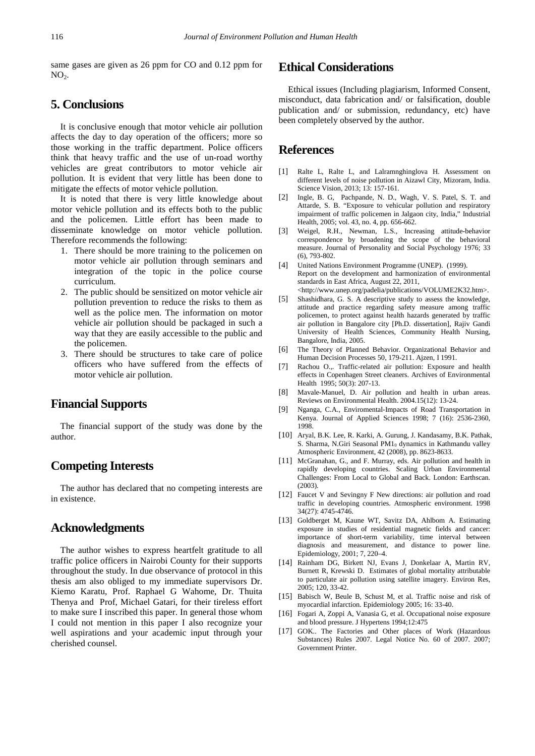same gases are given as 26 ppm for CO and 0.12 ppm for $NO_2$.

## 5. Conclusions

It is conclusive enough that motor vehicle air pollution affects the day to day operation of the officers; more so those working in the traffic department. Police officers think that heavy traffic and the use of un-road worthy vehicles are great contributors to motor vehicle air pollution. It is evident that very little has been done to mitigate the effects of motor vehicle pollution.

It is noted that there is very little knowledge about motor vehicle pollution and its effects both to the public and the policemen. Little effort has been made to disseminate knowledge on motor vehicle pollution. Therefore recommends the following:

1. There should be more training to the policemen on motor vehicle air pollution through seminars and integration of the topic in the police course curriculum.
2. The public should be sensitized on motor vehicle air pollution prevention to reduce the risks to them as well as the police men. The information on motor vehicle air pollution should be packaged in such a way that they are easily accessible to the public and the policemen.
3. There should be structures to take care of police officers who have suffered from the effects of motor vehicle air pollution.

## Financial Supports

The financial support of the study was done by the author.

## Competing Interests

The author has declared that no competing interests are in existence.

## Acknowledgments

The author wishes to express heartfelt gratitude to all traffic police officers in Nairobi County for their supports throughout the study. In due observance of protocol in this thesis am also obliged to my immediate supervisors Dr. Kiemo Karatu, Prof. Raphael G Wahome, Dr. Thuita Thenya and Prof, Michael Gatari, for their tireless effort to make sure I inscribed this paper. In general those whom I could not mention in this paper I also recognize your well aspirations and your academic input through your cherished counsel.

## Ethical Considerations

Ethical issues (Including plagiarism, Informed Consent, misconduct, data fabrication and/ or falsification, double publication and/ or submission, redundancy, etc) have been completely observed by the author.

## References

[1] Ralte L, Ralte L, and Lalramnghinglova H. Assessment on different levels of noise pollution in Aizawl City, Mizoram, India. Science Vision, 2013; 13: 157-161.

[2] Ingle, B. G, Pachpande, N. D., Wagh, V. S. Patel, S. T. and Attarde, S. B. "Exposure to vehicular pollution and respiratory impairment of traffic policemen in Jalgaon city, India," Industrial Health, 2005; vol. 43, no. 4, pp. 656-662.

[3] Weigel, R.H., Newman, L.S., Increasing attitude-behavior correspondence by broadening the scope of the behavioral measure. Journal of Personality and Social Psychology 1976; 33 (6), 793-802.

[4] United Nations Environment Programme (UNEP). (1999). Report on the development and harmonization of environmental standards in East Africa, August 22, 2011, <http://www.unep.org/padelia/publications/VOLUME2K32.htm>.

[5] Shashidhara, G. S. A descriptive study to assess the knowledge, attitude and practice regarding safety measure among traffic policemen, to protect against health hazards generated by traffic air pollution in Bangalore city [Ph.D. dissertation], Rajiv Gandi University of Health Sciences, Community Health Nursing, Bangalore, India, 2005.

[6] The Theory of Planned Behavior. Organizational Behavior and Human Decision Processes 50, 179-211. Ajzen, I 1991.

[7] Rachou O.,. Traffic-related air pollution: Exposure and health effects in Copenhagen Street cleaners. Archives of Environmental Health 1995; 50(3): 207-13.

[8] Mavale-Manuel, D. Air pollution and health in urban areas. Reviews on Environmental Health. 2004.15(12): 13-24.

[9] Nganga, C.A., Enviromental-Impacts of Road Transportation in Kenya. Journal of Applied Sciences 1998; 7 (16): 2536-2360, 1998.

[10] Aryal, B.K. Lee, R. Karki, A. Gurung, J. Kandasamy, B.K. Pathak, S. Sharma, N.Giri Seasonal $PM1_0$ dynamics in Kathmandu valley Atmospheric Environment, 42 (2008), pp. 8623-8633.

[11] McGranahan, G., and F. Murray, eds. Air pollution and health in rapidly developing countries. Scaling Urban Environmental Challenges: From Local to Global and Back. London: Earthscan. (2003).

[12] Faucet V and Sevingny F New directions: air pollution and road traffic in developing countries. Atmospheric environment. 1998 34(27): 4745-4746.

[13] Goldberget M, Kaune WT, Savitz DA, Ahlbom A. Estimating exposure in studies of residential magnetic fields and cancer: importance of short-term variability, time interval between diagnosis and measurement, and distance to power line. Epidemiology, 2001; 7, 220–4.

[14] Rainham DG, Birkett NJ, Evans J, Donkelaar A, Martin RV, Burnett R, Krewski D. Estimates of global mortality attributable to particulate air pollution using satellite imagery. Environ Res, 2005; 120, 33-42.

[15] Babisch W, Beule B, Schust M, et al. Traffic noise and risk of myocardial infarction. Epidemiology 2005; 16: 33-40.

[16] Fogari A, Zoppi A, Vanasia G, et al. Occupational noise exposure and blood pressure. J Hypertens 1994;12:475

[17] GOK.. The Factories and Other places of Work (Hazardous Substances) Rules 2007. Legal Notice No. 60 of 2007. 2007; Government Printer.